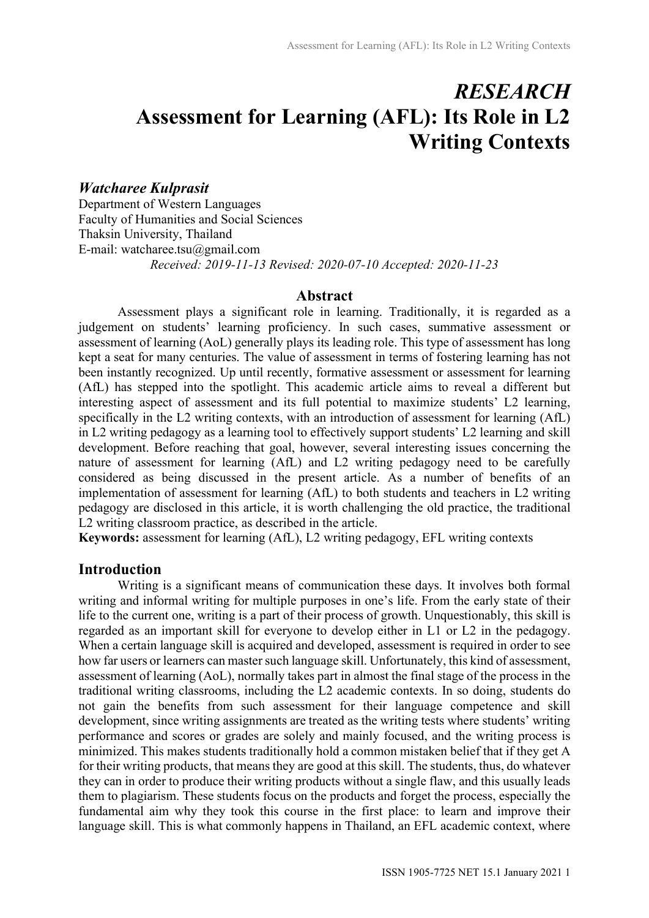# *RESEARCH*
# Assessment for Learning (AFL): Its Role in L2 Writing Contexts

***Watcharee Kulprasit***

Department of Western Languages
Faculty of Humanities and Social Sciences
Thaksin University, Thailand
E-mail: watcharee.tsu@gmail.com

*Received: 2019-11-13 Revised: 2020-07-10 Accepted: 2020-11-23*

## Abstract

Assessment plays a significant role in learning. Traditionally, it is regarded as a judgement on students' learning proficiency. In such cases, summative assessment or assessment of learning (AoL) generally plays its leading role. This type of assessment has long kept a seat for many centuries. The value of assessment in terms of fostering learning has not been instantly recognized. Up until recently, formative assessment or assessment for learning (AfL) has stepped into the spotlight. This academic article aims to reveal a different but interesting aspect of assessment and its full potential to maximize students' L2 learning, specifically in the L2 writing contexts, with an introduction of assessment for learning (AfL) in L2 writing pedagogy as a learning tool to effectively support students' L2 learning and skill development. Before reaching that goal, however, several interesting issues concerning the nature of assessment for learning (AfL) and L2 writing pedagogy need to be carefully considered as being discussed in the present article. As a number of benefits of an implementation of assessment for learning (AfL) to both students and teachers in L2 writing pedagogy are disclosed in this article, it is worth challenging the old practice, the traditional L2 writing classroom practice, as described in the article.

**Keywords:** assessment for learning (AfL), L2 writing pedagogy, EFL writing contexts

## Introduction

Writing is a significant means of communication these days. It involves both formal writing and informal writing for multiple purposes in one's life. From the early state of their life to the current one, writing is a part of their process of growth. Unquestionably, this skill is regarded as an important skill for everyone to develop either in L1 or L2 in the pedagogy. When a certain language skill is acquired and developed, assessment is required in order to see how far users or learners can master such language skill. Unfortunately, this kind of assessment, assessment of learning (AoL), normally takes part in almost the final stage of the process in the traditional writing classrooms, including the L2 academic contexts. In so doing, students do not gain the benefits from such assessment for their language competence and skill development, since writing assignments are treated as the writing tests where students' writing performance and scores or grades are solely and mainly focused, and the writing process is minimized. This makes students traditionally hold a common mistaken belief that if they get A for their writing products, that means they are good at this skill. The students, thus, do whatever they can in order to produce their writing products without a single flaw, and this usually leads them to plagiarism. These students focus on the products and forget the process, especially the fundamental aim why they took this course in the first place: to learn and improve their language skill. This is what commonly happens in Thailand, an EFL academic context, where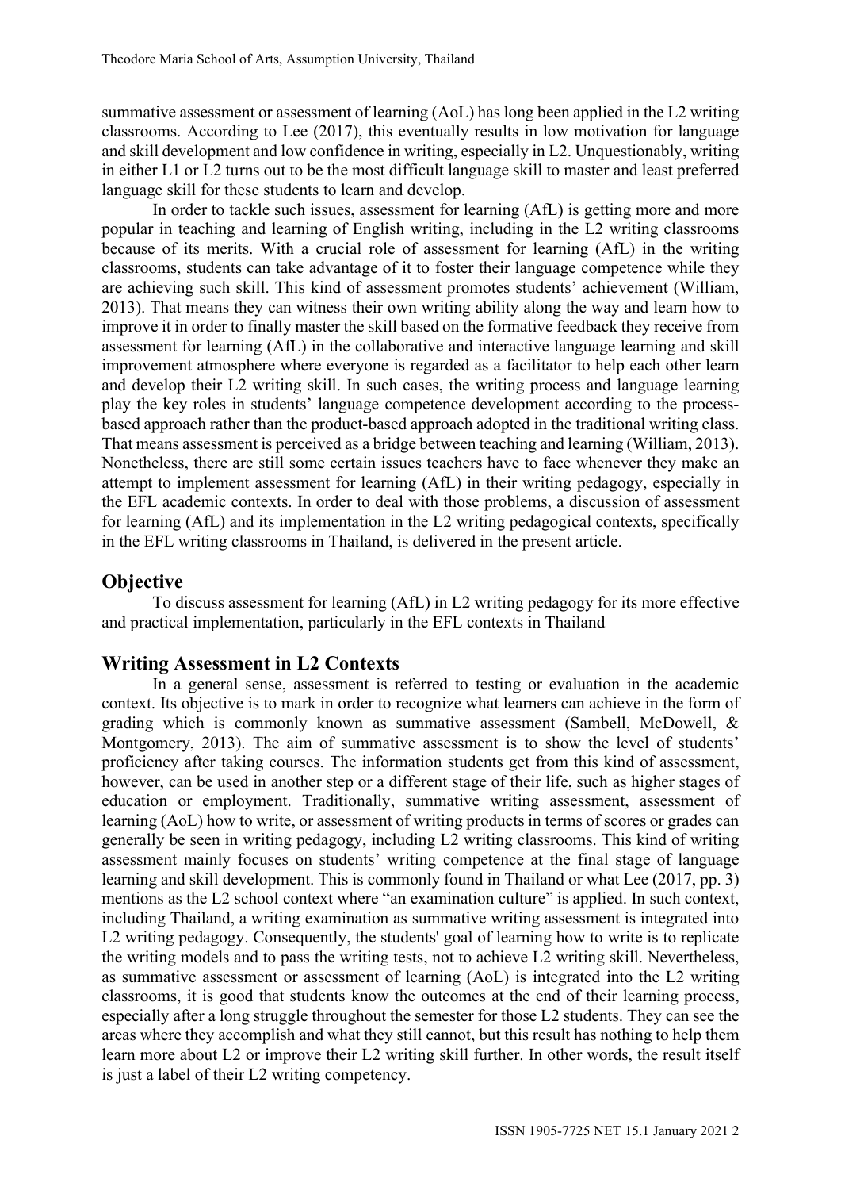summative assessment or assessment of learning (AoL) has long been applied in the L2 writing classrooms. According to Lee (2017), this eventually results in low motivation for language and skill development and low confidence in writing, especially in L2. Unquestionably, writing in either L1 or L2 turns out to be the most difficult language skill to master and least preferred language skill for these students to learn and develop.

In order to tackle such issues, assessment for learning (AfL) is getting more and more popular in teaching and learning of English writing, including in the L2 writing classrooms because of its merits. With a crucial role of assessment for learning (AfL) in the writing classrooms, students can take advantage of it to foster their language competence while they are achieving such skill. This kind of assessment promotes students' achievement (William, 2013). That means they can witness their own writing ability along the way and learn how to improve it in order to finally master the skill based on the formative feedback they receive from assessment for learning (AfL) in the collaborative and interactive language learning and skill improvement atmosphere where everyone is regarded as a facilitator to help each other learn and develop their L2 writing skill. In such cases, the writing process and language learning play the key roles in students' language competence development according to the process-based approach rather than the product-based approach adopted in the traditional writing class. That means assessment is perceived as a bridge between teaching and learning (William, 2013). Nonetheless, there are still some certain issues teachers have to face whenever they make an attempt to implement assessment for learning (AfL) in their writing pedagogy, especially in the EFL academic contexts. In order to deal with those problems, a discussion of assessment for learning (AfL) and its implementation in the L2 writing pedagogical contexts, specifically in the EFL writing classrooms in Thailand, is delivered in the present article.

## Objective

To discuss assessment for learning (AfL) in L2 writing pedagogy for its more effective and practical implementation, particularly in the EFL contexts in Thailand

## Writing Assessment in L2 Contexts

In a general sense, assessment is referred to testing or evaluation in the academic context. Its objective is to mark in order to recognize what learners can achieve in the form of grading which is commonly known as summative assessment (Sambell, McDowell, & Montgomery, 2013). The aim of summative assessment is to show the level of students' proficiency after taking courses. The information students get from this kind of assessment, however, can be used in another step or a different stage of their life, such as higher stages of education or employment. Traditionally, summative writing assessment, assessment of learning (AoL) how to write, or assessment of writing products in terms of scores or grades can generally be seen in writing pedagogy, including L2 writing classrooms. This kind of writing assessment mainly focuses on students' writing competence at the final stage of language learning and skill development. This is commonly found in Thailand or what Lee (2017, pp. 3) mentions as the L2 school context where "an examination culture" is applied. In such context, including Thailand, a writing examination as summative writing assessment is integrated into L2 writing pedagogy. Consequently, the students' goal of learning how to write is to replicate the writing models and to pass the writing tests, not to achieve L2 writing skill. Nevertheless, as summative assessment or assessment of learning (AoL) is integrated into the L2 writing classrooms, it is good that students know the outcomes at the end of their learning process, especially after a long struggle throughout the semester for those L2 students. They can see the areas where they accomplish and what they still cannot, but this result has nothing to help them learn more about L2 or improve their L2 writing skill further. In other words, the result itself is just a label of their L2 writing competency.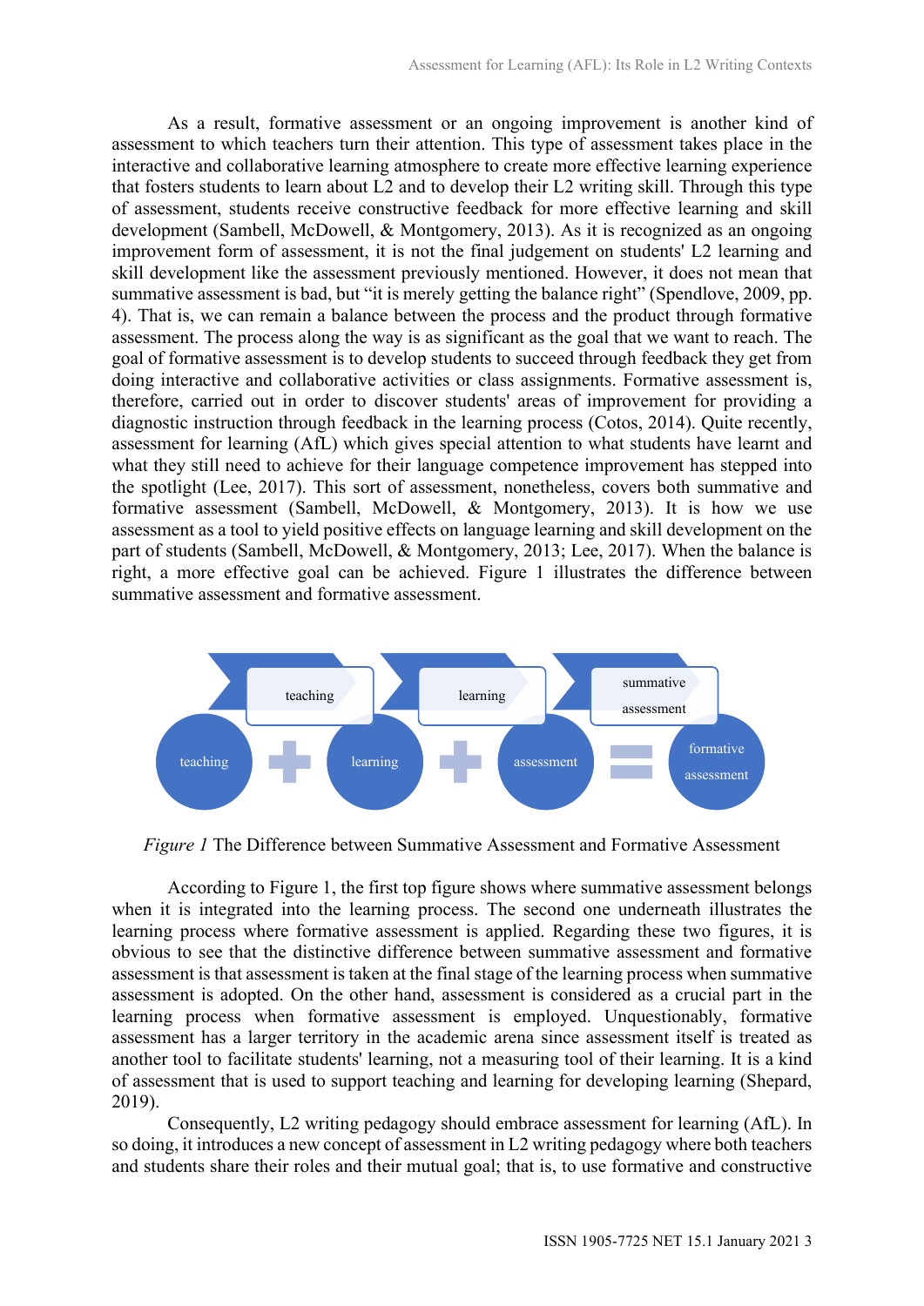As a result, formative assessment or an ongoing improvement is another kind of assessment to which teachers turn their attention. This type of assessment takes place in the interactive and collaborative learning atmosphere to create more effective learning experience that fosters students to learn about L2 and to develop their L2 writing skill. Through this type of assessment, students receive constructive feedback for more effective learning and skill development (Sambell, McDowell, & Montgomery, 2013). As it is recognized as an ongoing improvement form of assessment, it is not the final judgement on students' L2 learning and skill development like the assessment previously mentioned. However, it does not mean that summative assessment is bad, but "it is merely getting the balance right" (Spendlove, 2009, pp. 4). That is, we can remain a balance between the process and the product through formative assessment. The process along the way is as significant as the goal that we want to reach. The goal of formative assessment is to develop students to succeed through feedback they get from doing interactive and collaborative activities or class assignments. Formative assessment is, therefore, carried out in order to discover students' areas of improvement for providing a diagnostic instruction through feedback in the learning process (Cotos, 2014). Quite recently, assessment for learning (AfL) which gives special attention to what students have learnt and what they still need to achieve for their language competence improvement has stepped into the spotlight (Lee, 2017). This sort of assessment, nonetheless, covers both summative and formative assessment (Sambell, McDowell, & Montgomery, 2013). It is how we use assessment as a tool to yield positive effects on language learning and skill development on the part of students (Sambell, McDowell, & Montgomery, 2013; Lee, 2017). When the balance is right, a more effective goal can be achieved. Figure 1 illustrates the difference between summative assessment and formative assessment.

teaching → learning → summative assessment

teaching + learning + assessment = formative assessment

*Figure 1* The Difference between Summative Assessment and Formative Assessment

According to Figure 1, the first top figure shows where summative assessment belongs when it is integrated into the learning process. The second one underneath illustrates the learning process where formative assessment is applied. Regarding these two figures, it is obvious to see that the distinctive difference between summative assessment and formative assessment is that assessment is taken at the final stage of the learning process when summative assessment is adopted. On the other hand, assessment is considered as a crucial part in the learning process when formative assessment is employed. Unquestionably, formative assessment has a larger territory in the academic arena since assessment itself is treated as another tool to facilitate students' learning, not a measuring tool of their learning. It is a kind of assessment that is used to support teaching and learning for developing learning (Shepard, 2019).

Consequently, L2 writing pedagogy should embrace assessment for learning (AfL). In so doing, it introduces a new concept of assessment in L2 writing pedagogy where both teachers and students share their roles and their mutual goal; that is, to use formative and constructive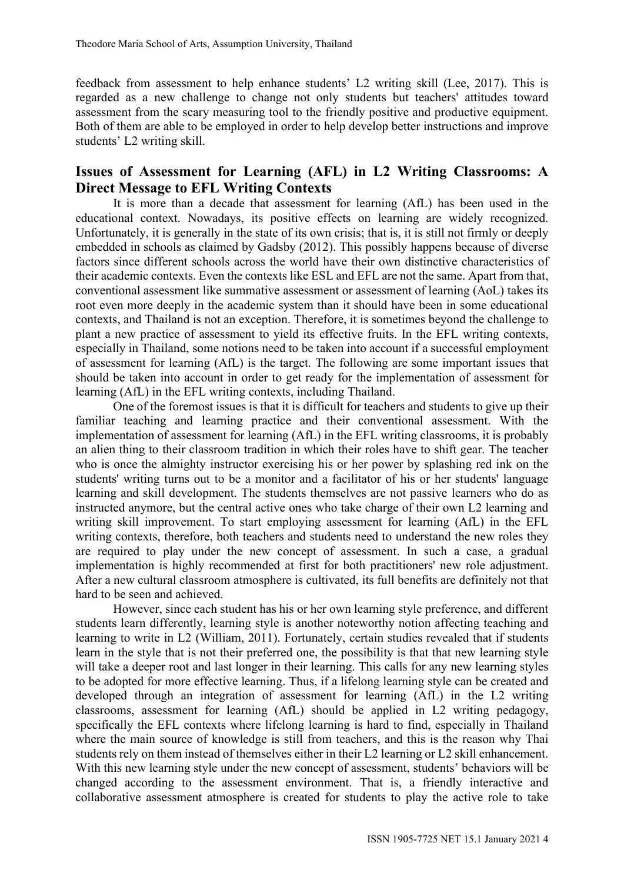feedback from assessment to help enhance students' L2 writing skill (Lee, 2017). This is regarded as a new challenge to change not only students but teachers' attitudes toward assessment from the scary measuring tool to the friendly positive and productive equipment. Both of them are able to be employed in order to help develop better instructions and improve students' L2 writing skill.

## Issues of Assessment for Learning (AFL) in L2 Writing Classrooms: A Direct Message to EFL Writing Contexts

It is more than a decade that assessment for learning (AfL) has been used in the educational context. Nowadays, its positive effects on learning are widely recognized. Unfortunately, it is generally in the state of its own crisis; that is, it is still not firmly or deeply embedded in schools as claimed by Gadsby (2012). This possibly happens because of diverse factors since different schools across the world have their own distinctive characteristics of their academic contexts. Even the contexts like ESL and EFL are not the same. Apart from that, conventional assessment like summative assessment or assessment of learning (AoL) takes its root even more deeply in the academic system than it should have been in some educational contexts, and Thailand is not an exception. Therefore, it is sometimes beyond the challenge to plant a new practice of assessment to yield its effective fruits. In the EFL writing contexts, especially in Thailand, some notions need to be taken into account if a successful employment of assessment for learning (AfL) is the target. The following are some important issues that should be taken into account in order to get ready for the implementation of assessment for learning (AfL) in the EFL writing contexts, including Thailand.

One of the foremost issues is that it is difficult for teachers and students to give up their familiar teaching and learning practice and their conventional assessment. With the implementation of assessment for learning (AfL) in the EFL writing classrooms, it is probably an alien thing to their classroom tradition in which their roles have to shift gear. The teacher who is once the almighty instructor exercising his or her power by splashing red ink on the students' writing turns out to be a monitor and a facilitator of his or her students' language learning and skill development. The students themselves are not passive learners who do as instructed anymore, but the central active ones who take charge of their own L2 learning and writing skill improvement. To start employing assessment for learning (AfL) in the EFL writing contexts, therefore, both teachers and students need to understand the new roles they are required to play under the new concept of assessment. In such a case, a gradual implementation is highly recommended at first for both practitioners' new role adjustment. After a new cultural classroom atmosphere is cultivated, its full benefits are definitely not that hard to be seen and achieved.

However, since each student has his or her own learning style preference, and different students learn differently, learning style is another noteworthy notion affecting teaching and learning to write in L2 (William, 2011). Fortunately, certain studies revealed that if students learn in the style that is not their preferred one, the possibility is that that new learning style will take a deeper root and last longer in their learning. This calls for any new learning styles to be adopted for more effective learning. Thus, if a lifelong learning style can be created and developed through an integration of assessment for learning (AfL) in the L2 writing classrooms, assessment for learning (AfL) should be applied in L2 writing pedagogy, specifically the EFL contexts where lifelong learning is hard to find, especially in Thailand where the main source of knowledge is still from teachers, and this is the reason why Thai students rely on them instead of themselves either in their L2 learning or L2 skill enhancement. With this new learning style under the new concept of assessment, students' behaviors will be changed according to the assessment environment. That is, a friendly interactive and collaborative assessment atmosphere is created for students to play the active role to take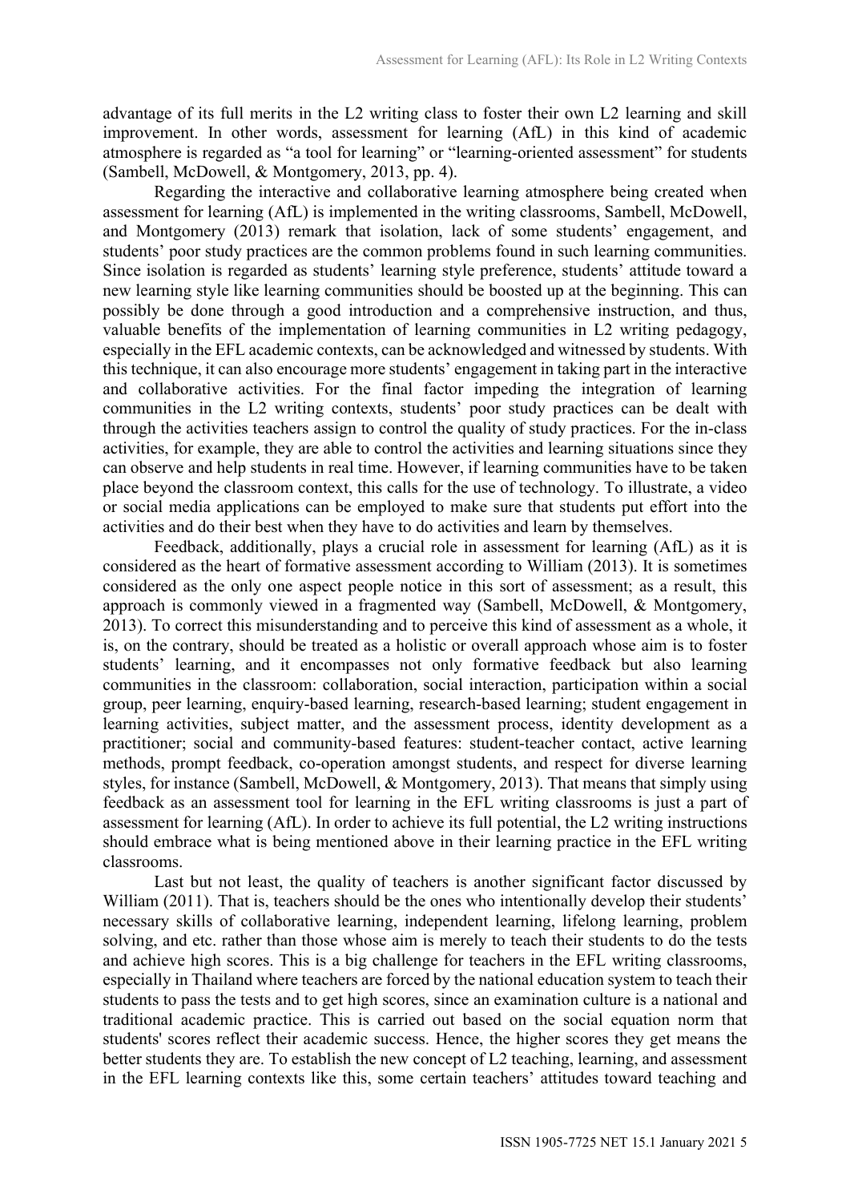advantage of its full merits in the L2 writing class to foster their own L2 learning and skill improvement. In other words, assessment for learning (AfL) in this kind of academic atmosphere is regarded as "a tool for learning" or "learning-oriented assessment" for students (Sambell, McDowell, & Montgomery, 2013, pp. 4).

Regarding the interactive and collaborative learning atmosphere being created when assessment for learning (AfL) is implemented in the writing classrooms, Sambell, McDowell, and Montgomery (2013) remark that isolation, lack of some students' engagement, and students' poor study practices are the common problems found in such learning communities. Since isolation is regarded as students' learning style preference, students' attitude toward a new learning style like learning communities should be boosted up at the beginning. This can possibly be done through a good introduction and a comprehensive instruction, and thus, valuable benefits of the implementation of learning communities in L2 writing pedagogy, especially in the EFL academic contexts, can be acknowledged and witnessed by students. With this technique, it can also encourage more students' engagement in taking part in the interactive and collaborative activities. For the final factor impeding the integration of learning communities in the L2 writing contexts, students' poor study practices can be dealt with through the activities teachers assign to control the quality of study practices. For the in-class activities, for example, they are able to control the activities and learning situations since they can observe and help students in real time. However, if learning communities have to be taken place beyond the classroom context, this calls for the use of technology. To illustrate, a video or social media applications can be employed to make sure that students put effort into the activities and do their best when they have to do activities and learn by themselves.

Feedback, additionally, plays a crucial role in assessment for learning (AfL) as it is considered as the heart of formative assessment according to William (2013). It is sometimes considered as the only one aspect people notice in this sort of assessment; as a result, this approach is commonly viewed in a fragmented way (Sambell, McDowell, & Montgomery, 2013). To correct this misunderstanding and to perceive this kind of assessment as a whole, it is, on the contrary, should be treated as a holistic or overall approach whose aim is to foster students' learning, and it encompasses not only formative feedback but also learning communities in the classroom: collaboration, social interaction, participation within a social group, peer learning, enquiry-based learning, research-based learning; student engagement in learning activities, subject matter, and the assessment process, identity development as a practitioner; social and community-based features: student-teacher contact, active learning methods, prompt feedback, co-operation amongst students, and respect for diverse learning styles, for instance (Sambell, McDowell, & Montgomery, 2013). That means that simply using feedback as an assessment tool for learning in the EFL writing classrooms is just a part of assessment for learning (AfL). In order to achieve its full potential, the L2 writing instructions should embrace what is being mentioned above in their learning practice in the EFL writing classrooms.

Last but not least, the quality of teachers is another significant factor discussed by William (2011). That is, teachers should be the ones who intentionally develop their students' necessary skills of collaborative learning, independent learning, lifelong learning, problem solving, and etc. rather than those whose aim is merely to teach their students to do the tests and achieve high scores. This is a big challenge for teachers in the EFL writing classrooms, especially in Thailand where teachers are forced by the national education system to teach their students to pass the tests and to get high scores, since an examination culture is a national and traditional academic practice. This is carried out based on the social equation norm that students' scores reflect their academic success. Hence, the higher scores they get means the better students they are. To establish the new concept of L2 teaching, learning, and assessment in the EFL learning contexts like this, some certain teachers' attitudes toward teaching and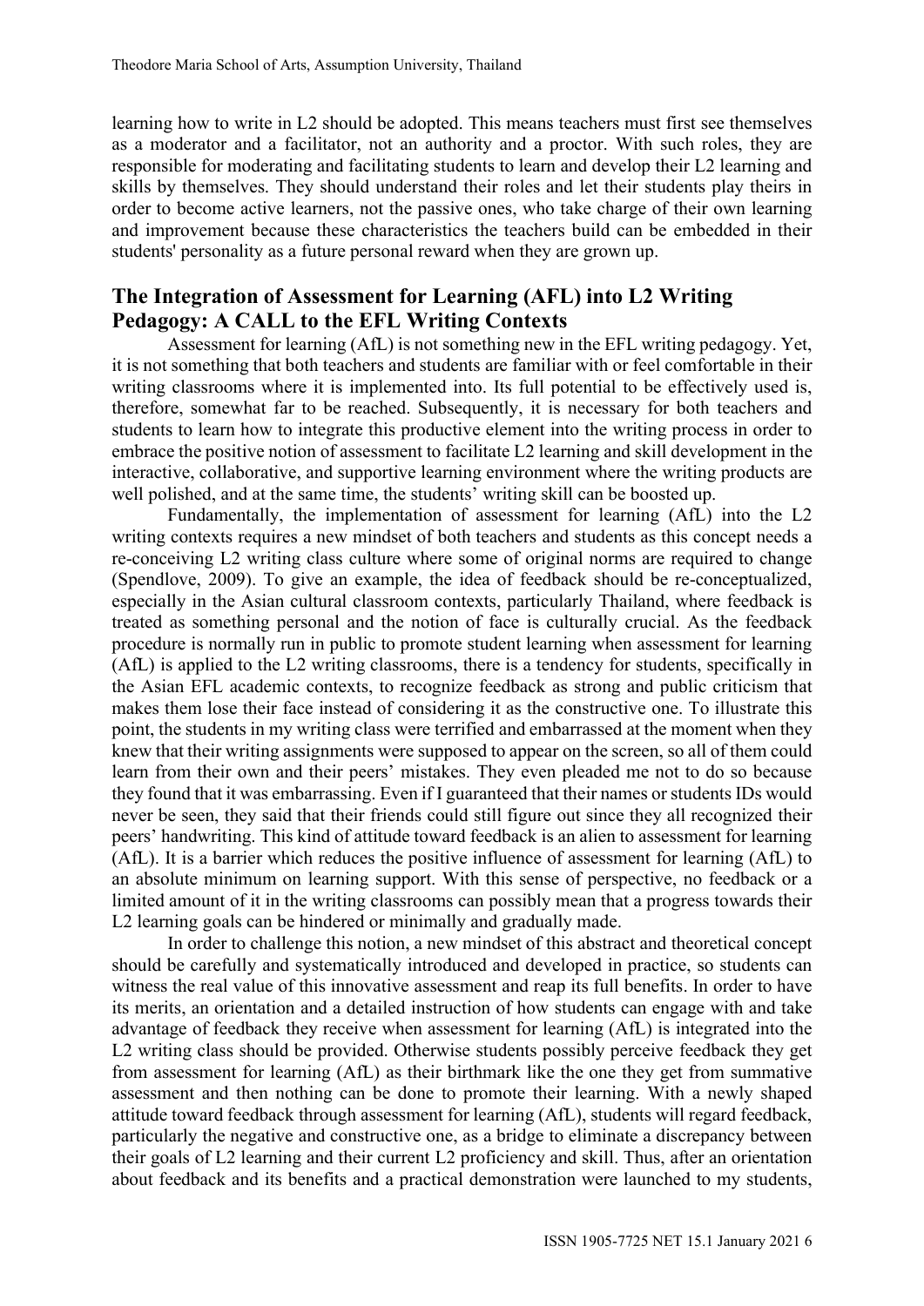learning how to write in L2 should be adopted. This means teachers must first see themselves as a moderator and a facilitator, not an authority and a proctor. With such roles, they are responsible for moderating and facilitating students to learn and develop their L2 learning and skills by themselves. They should understand their roles and let their students play theirs in order to become active learners, not the passive ones, who take charge of their own learning and improvement because these characteristics the teachers build can be embedded in their students' personality as a future personal reward when they are grown up.

## The Integration of Assessment for Learning (AFL) into L2 Writing Pedagogy: A CALL to the EFL Writing Contexts

Assessment for learning (AfL) is not something new in the EFL writing pedagogy. Yet, it is not something that both teachers and students are familiar with or feel comfortable in their writing classrooms where it is implemented into. Its full potential to be effectively used is, therefore, somewhat far to be reached. Subsequently, it is necessary for both teachers and students to learn how to integrate this productive element into the writing process in order to embrace the positive notion of assessment to facilitate L2 learning and skill development in the interactive, collaborative, and supportive learning environment where the writing products are well polished, and at the same time, the students' writing skill can be boosted up.

Fundamentally, the implementation of assessment for learning (AfL) into the L2 writing contexts requires a new mindset of both teachers and students as this concept needs a re-conceiving L2 writing class culture where some of original norms are required to change (Spendlove, 2009). To give an example, the idea of feedback should be re-conceptualized, especially in the Asian cultural classroom contexts, particularly Thailand, where feedback is treated as something personal and the notion of face is culturally crucial. As the feedback procedure is normally run in public to promote student learning when assessment for learning (AfL) is applied to the L2 writing classrooms, there is a tendency for students, specifically in the Asian EFL academic contexts, to recognize feedback as strong and public criticism that makes them lose their face instead of considering it as the constructive one. To illustrate this point, the students in my writing class were terrified and embarrassed at the moment when they knew that their writing assignments were supposed to appear on the screen, so all of them could learn from their own and their peers' mistakes. They even pleaded me not to do so because they found that it was embarrassing. Even if I guaranteed that their names or students IDs would never be seen, they said that their friends could still figure out since they all recognized their peers' handwriting. This kind of attitude toward feedback is an alien to assessment for learning (AfL). It is a barrier which reduces the positive influence of assessment for learning (AfL) to an absolute minimum on learning support. With this sense of perspective, no feedback or a limited amount of it in the writing classrooms can possibly mean that a progress towards their L2 learning goals can be hindered or minimally and gradually made.

In order to challenge this notion, a new mindset of this abstract and theoretical concept should be carefully and systematically introduced and developed in practice, so students can witness the real value of this innovative assessment and reap its full benefits. In order to have its merits, an orientation and a detailed instruction of how students can engage with and take advantage of feedback they receive when assessment for learning (AfL) is integrated into the L2 writing class should be provided. Otherwise students possibly perceive feedback they get from assessment for learning (AfL) as their birthmark like the one they get from summative assessment and then nothing can be done to promote their learning. With a newly shaped attitude toward feedback through assessment for learning (AfL), students will regard feedback, particularly the negative and constructive one, as a bridge to eliminate a discrepancy between their goals of L2 learning and their current L2 proficiency and skill. Thus, after an orientation about feedback and its benefits and a practical demonstration were launched to my students,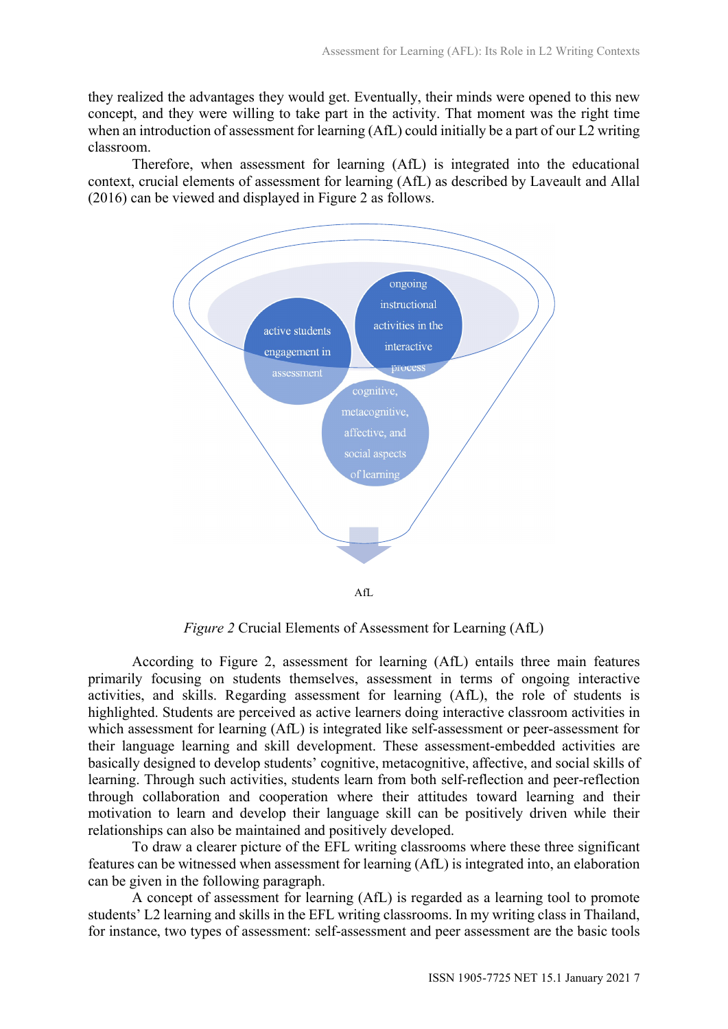they realized the advantages they would get. Eventually, their minds were opened to this new concept, and they were willing to take part in the activity. That moment was the right time when an introduction of assessment for learning (AfL) could initially be a part of our L2 writing classroom.

Therefore, when assessment for learning (AfL) is integrated into the educational context, crucial elements of assessment for learning (AfL) as described by Laveault and Allal (2016) can be viewed and displayed in Figure 2 as follows.

active students engagement in assessment

ongoing instructional activities in the interactive process

cognitive, metacognitive, affective, and social aspects of learning

AfL

*Figure 2* Crucial Elements of Assessment for Learning (AfL)

According to Figure 2, assessment for learning (AfL) entails three main features primarily focusing on students themselves, assessment in terms of ongoing interactive activities, and skills. Regarding assessment for learning (AfL), the role of students is highlighted. Students are perceived as active learners doing interactive classroom activities in which assessment for learning (AfL) is integrated like self-assessment or peer-assessment for their language learning and skill development. These assessment-embedded activities are basically designed to develop students' cognitive, metacognitive, affective, and social skills of learning. Through such activities, students learn from both self-reflection and peer-reflection through collaboration and cooperation where their attitudes toward learning and their motivation to learn and develop their language skill can be positively driven while their relationships can also be maintained and positively developed.

To draw a clearer picture of the EFL writing classrooms where these three significant features can be witnessed when assessment for learning (AfL) is integrated into, an elaboration can be given in the following paragraph.

A concept of assessment for learning (AfL) is regarded as a learning tool to promote students' L2 learning and skills in the EFL writing classrooms. In my writing class in Thailand, for instance, two types of assessment: self-assessment and peer assessment are the basic tools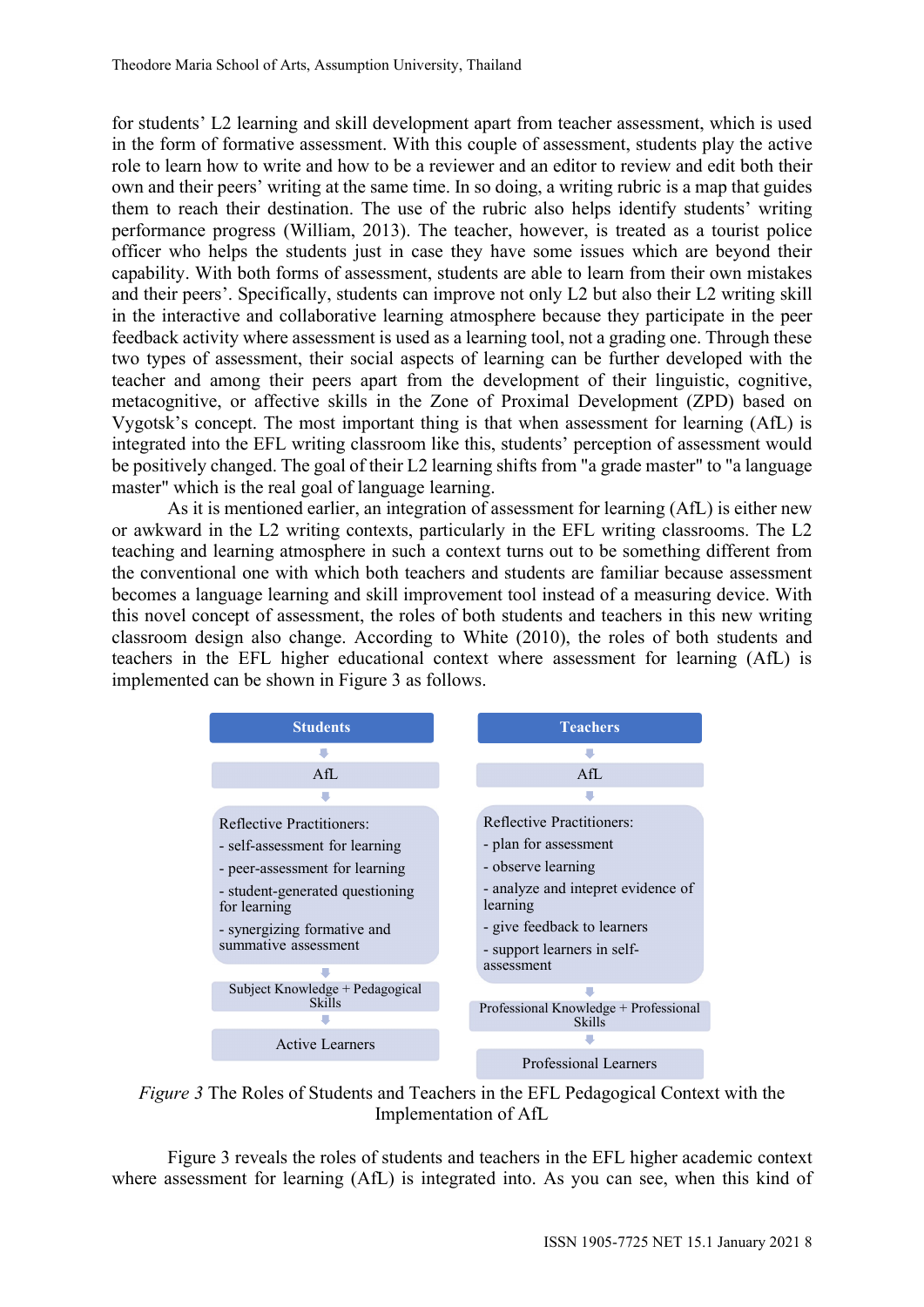for students' L2 learning and skill development apart from teacher assessment, which is used in the form of formative assessment. With this couple of assessment, students play the active role to learn how to write and how to be a reviewer and an editor to review and edit both their own and their peers' writing at the same time. In so doing, a writing rubric is a map that guides them to reach their destination. The use of the rubric also helps identify students' writing performance progress (William, 2013). The teacher, however, is treated as a tourist police officer who helps the students just in case they have some issues which are beyond their capability. With both forms of assessment, students are able to learn from their own mistakes and their peers'. Specifically, students can improve not only L2 but also their L2 writing skill in the interactive and collaborative learning atmosphere because they participate in the peer feedback activity where assessment is used as a learning tool, not a grading one. Through these two types of assessment, their social aspects of learning can be further developed with the teacher and among their peers apart from the development of their linguistic, cognitive, metacognitive, or affective skills in the Zone of Proximal Development (ZPD) based on Vygotsk's concept. The most important thing is that when assessment for learning (AfL) is integrated into the EFL writing classroom like this, students' perception of assessment would be positively changed. The goal of their L2 learning shifts from "a grade master" to "a language master" which is the real goal of language learning.

As it is mentioned earlier, an integration of assessment for learning (AfL) is either new or awkward in the L2 writing contexts, particularly in the EFL writing classrooms. The L2 teaching and learning atmosphere in such a context turns out to be something different from the conventional one with which both teachers and students are familiar because assessment becomes a language learning and skill improvement tool instead of a measuring device. With this novel concept of assessment, the roles of both students and teachers in this new writing classroom design also change. According to White (2010), the roles of both students and teachers in the EFL higher educational context where assessment for learning (AfL) is implemented can be shown in Figure 3 as follows.

| Students | Teachers |
|---|---|
| ↓ | ↓ |
| AfL | AfL |
| ↓ | ↓ |
| Reflective Practitioners:<br>- self-assessment for learning<br>- peer-assessment for learning<br>- student-generated questioning for learning<br>- synergizing formative and summative assessment | Reflective Practitioners:<br>- plan for assessment<br>- observe learning<br>- analyze and intepret evidence of learning<br>- give feedback to learners<br>- support learners in self-assessment |
| ↓ | ↓ |
| Subject Knowledge + Pedagogical Skills | Professional Knowledge + Professional Skills |
| ↓ | ↓ |
| Active Learners | Professional Learners |

*Figure 3* The Roles of Students and Teachers in the EFL Pedagogical Context with the Implementation of AfL

Figure 3 reveals the roles of students and teachers in the EFL higher academic context where assessment for learning (AfL) is integrated into. As you can see, when this kind of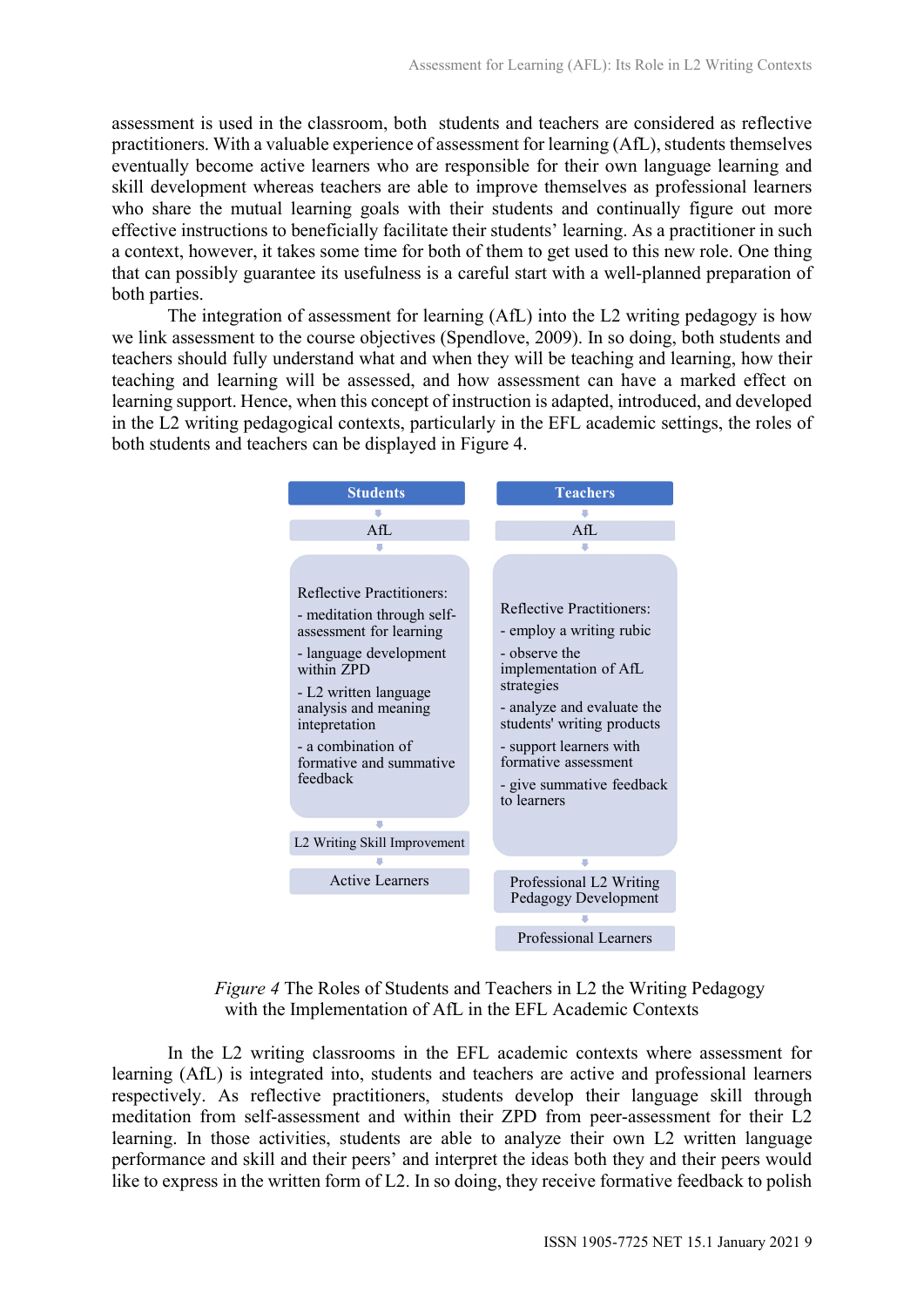assessment is used in the classroom, both students and teachers are considered as reflective practitioners. With a valuable experience of assessment for learning (AfL), students themselves eventually become active learners who are responsible for their own language learning and skill development whereas teachers are able to improve themselves as professional learners who share the mutual learning goals with their students and continually figure out more effective instructions to beneficially facilitate their students' learning. As a practitioner in such a context, however, it takes some time for both of them to get used to this new role. One thing that can possibly guarantee its usefulness is a careful start with a well-planned preparation of both parties.

The integration of assessment for learning (AfL) into the L2 writing pedagogy is how we link assessment to the course objectives (Spendlove, 2009). In so doing, both students and teachers should fully understand what and when they will be teaching and learning, how their teaching and learning will be assessed, and how assessment can have a marked effect on learning support. Hence, when this concept of instruction is adapted, introduced, and developed in the L2 writing pedagogical contexts, particularly in the EFL academic settings, the roles of both students and teachers can be displayed in Figure 4.

| Students | Teachers |
|---|---|
| AfL | AfL |
| Reflective Practitioners:<br>- meditation through self-assessment for learning<br>- language development within ZPD<br>- L2 written language analysis and meaning intepretation<br>- a combination of formative and summative feedback | Reflective Practitioners:<br>- employ a writing rubic<br>- observe the implementation of AfL strategies<br>- analyze and evaluate the students' writing products<br>- support learners with formative assessment<br>- give summative feedback to learners |
| L2 Writing Skill Improvement | Professional L2 Writing Pedagogy Development |
| Active Learners | Professional Learners |

*Figure 4* The Roles of Students and Teachers in L2 the Writing Pedagogy with the Implementation of AfL in the EFL Academic Contexts

In the L2 writing classrooms in the EFL academic contexts where assessment for learning (AfL) is integrated into, students and teachers are active and professional learners respectively. As reflective practitioners, students develop their language skill through meditation from self-assessment and within their ZPD from peer-assessment for their L2 learning. In those activities, students are able to analyze their own L2 written language performance and skill and their peers' and interpret the ideas both they and their peers would like to express in the written form of L2. In so doing, they receive formative feedback to polish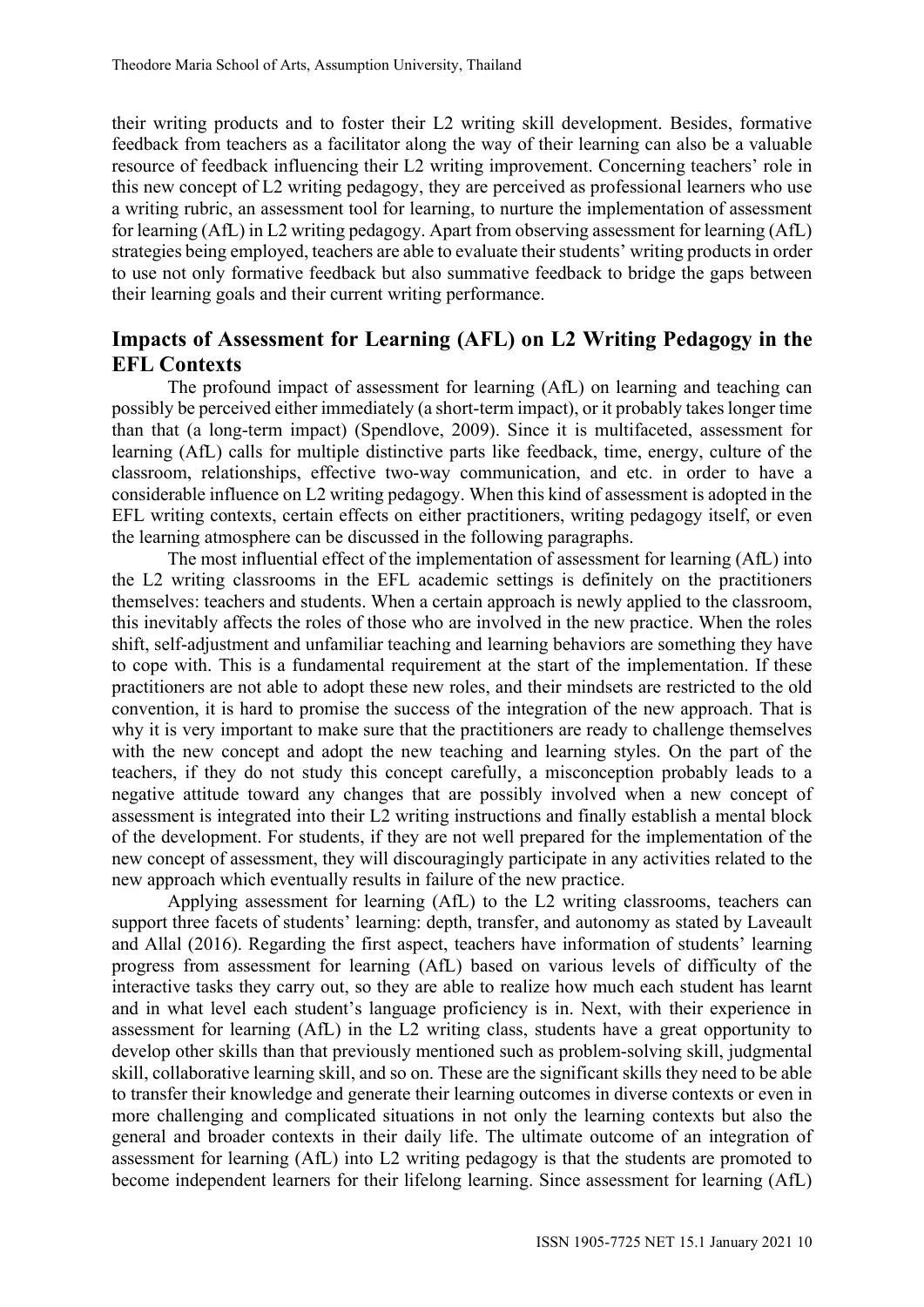their writing products and to foster their L2 writing skill development. Besides, formative feedback from teachers as a facilitator along the way of their learning can also be a valuable resource of feedback influencing their L2 writing improvement. Concerning teachers' role in this new concept of L2 writing pedagogy, they are perceived as professional learners who use a writing rubric, an assessment tool for learning, to nurture the implementation of assessment for learning (AfL) in L2 writing pedagogy. Apart from observing assessment for learning (AfL) strategies being employed, teachers are able to evaluate their students' writing products in order to use not only formative feedback but also summative feedback to bridge the gaps between their learning goals and their current writing performance.

## Impacts of Assessment for Learning (AFL) on L2 Writing Pedagogy in the EFL Contexts

The profound impact of assessment for learning (AfL) on learning and teaching can possibly be perceived either immediately (a short-term impact), or it probably takes longer time than that (a long-term impact) (Spendlove, 2009). Since it is multifaceted, assessment for learning (AfL) calls for multiple distinctive parts like feedback, time, energy, culture of the classroom, relationships, effective two-way communication, and etc. in order to have a considerable influence on L2 writing pedagogy. When this kind of assessment is adopted in the EFL writing contexts, certain effects on either practitioners, writing pedagogy itself, or even the learning atmosphere can be discussed in the following paragraphs.

The most influential effect of the implementation of assessment for learning (AfL) into the L2 writing classrooms in the EFL academic settings is definitely on the practitioners themselves: teachers and students. When a certain approach is newly applied to the classroom, this inevitably affects the roles of those who are involved in the new practice. When the roles shift, self-adjustment and unfamiliar teaching and learning behaviors are something they have to cope with. This is a fundamental requirement at the start of the implementation. If these practitioners are not able to adopt these new roles, and their mindsets are restricted to the old convention, it is hard to promise the success of the integration of the new approach. That is why it is very important to make sure that the practitioners are ready to challenge themselves with the new concept and adopt the new teaching and learning styles. On the part of the teachers, if they do not study this concept carefully, a misconception probably leads to a negative attitude toward any changes that are possibly involved when a new concept of assessment is integrated into their L2 writing instructions and finally establish a mental block of the development. For students, if they are not well prepared for the implementation of the new concept of assessment, they will discouragingly participate in any activities related to the new approach which eventually results in failure of the new practice.

Applying assessment for learning (AfL) to the L2 writing classrooms, teachers can support three facets of students' learning: depth, transfer, and autonomy as stated by Laveault and Allal (2016). Regarding the first aspect, teachers have information of students' learning progress from assessment for learning (AfL) based on various levels of difficulty of the interactive tasks they carry out, so they are able to realize how much each student has learnt and in what level each student's language proficiency is in. Next, with their experience in assessment for learning (AfL) in the L2 writing class, students have a great opportunity to develop other skills than that previously mentioned such as problem-solving skill, judgmental skill, collaborative learning skill, and so on. These are the significant skills they need to be able to transfer their knowledge and generate their learning outcomes in diverse contexts or even in more challenging and complicated situations in not only the learning contexts but also the general and broader contexts in their daily life. The ultimate outcome of an integration of assessment for learning (AfL) into L2 writing pedagogy is that the students are promoted to become independent learners for their lifelong learning. Since assessment for learning (AfL)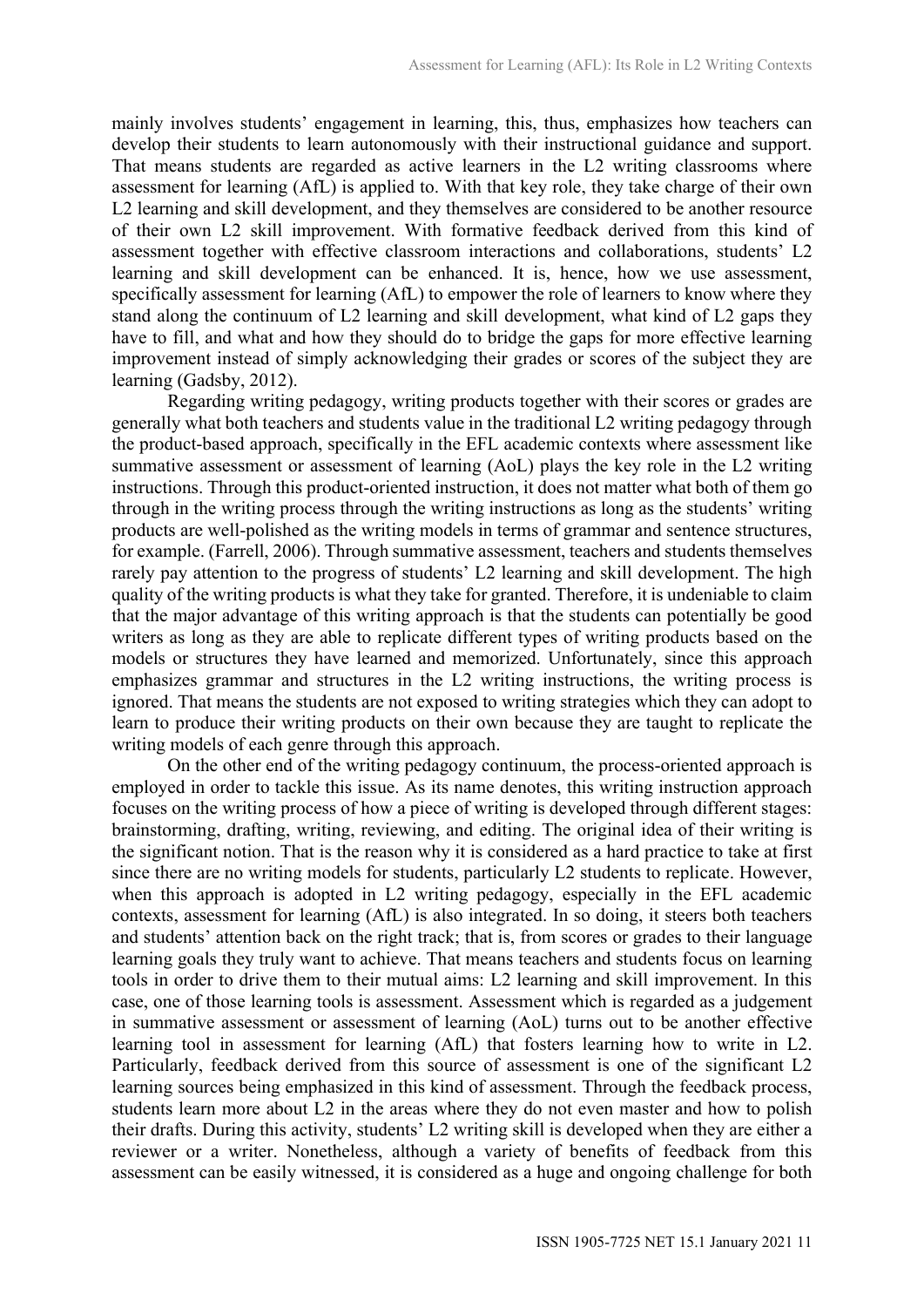mainly involves students' engagement in learning, this, thus, emphasizes how teachers can develop their students to learn autonomously with their instructional guidance and support. That means students are regarded as active learners in the L2 writing classrooms where assessment for learning (AfL) is applied to. With that key role, they take charge of their own L2 learning and skill development, and they themselves are considered to be another resource of their own L2 skill improvement. With formative feedback derived from this kind of assessment together with effective classroom interactions and collaborations, students' L2 learning and skill development can be enhanced. It is, hence, how we use assessment, specifically assessment for learning (AfL) to empower the role of learners to know where they stand along the continuum of L2 learning and skill development, what kind of L2 gaps they have to fill, and what and how they should do to bridge the gaps for more effective learning improvement instead of simply acknowledging their grades or scores of the subject they are learning (Gadsby, 2012).

Regarding writing pedagogy, writing products together with their scores or grades are generally what both teachers and students value in the traditional L2 writing pedagogy through the product-based approach, specifically in the EFL academic contexts where assessment like summative assessment or assessment of learning (AoL) plays the key role in the L2 writing instructions. Through this product-oriented instruction, it does not matter what both of them go through in the writing process through the writing instructions as long as the students' writing products are well-polished as the writing models in terms of grammar and sentence structures, for example. (Farrell, 2006). Through summative assessment, teachers and students themselves rarely pay attention to the progress of students' L2 learning and skill development. The high quality of the writing products is what they take for granted. Therefore, it is undeniable to claim that the major advantage of this writing approach is that the students can potentially be good writers as long as they are able to replicate different types of writing products based on the models or structures they have learned and memorized. Unfortunately, since this approach emphasizes grammar and structures in the L2 writing instructions, the writing process is ignored. That means the students are not exposed to writing strategies which they can adopt to learn to produce their writing products on their own because they are taught to replicate the writing models of each genre through this approach.

On the other end of the writing pedagogy continuum, the process-oriented approach is employed in order to tackle this issue. As its name denotes, this writing instruction approach focuses on the writing process of how a piece of writing is developed through different stages: brainstorming, drafting, writing, reviewing, and editing. The original idea of their writing is the significant notion. That is the reason why it is considered as a hard practice to take at first since there are no writing models for students, particularly L2 students to replicate. However, when this approach is adopted in L2 writing pedagogy, especially in the EFL academic contexts, assessment for learning (AfL) is also integrated. In so doing, it steers both teachers and students' attention back on the right track; that is, from scores or grades to their language learning goals they truly want to achieve. That means teachers and students focus on learning tools in order to drive them to their mutual aims: L2 learning and skill improvement. In this case, one of those learning tools is assessment. Assessment which is regarded as a judgement in summative assessment or assessment of learning (AoL) turns out to be another effective learning tool in assessment for learning (AfL) that fosters learning how to write in L2. Particularly, feedback derived from this source of assessment is one of the significant L2 learning sources being emphasized in this kind of assessment. Through the feedback process, students learn more about L2 in the areas where they do not even master and how to polish their drafts. During this activity, students' L2 writing skill is developed when they are either a reviewer or a writer. Nonetheless, although a variety of benefits of feedback from this assessment can be easily witnessed, it is considered as a huge and ongoing challenge for both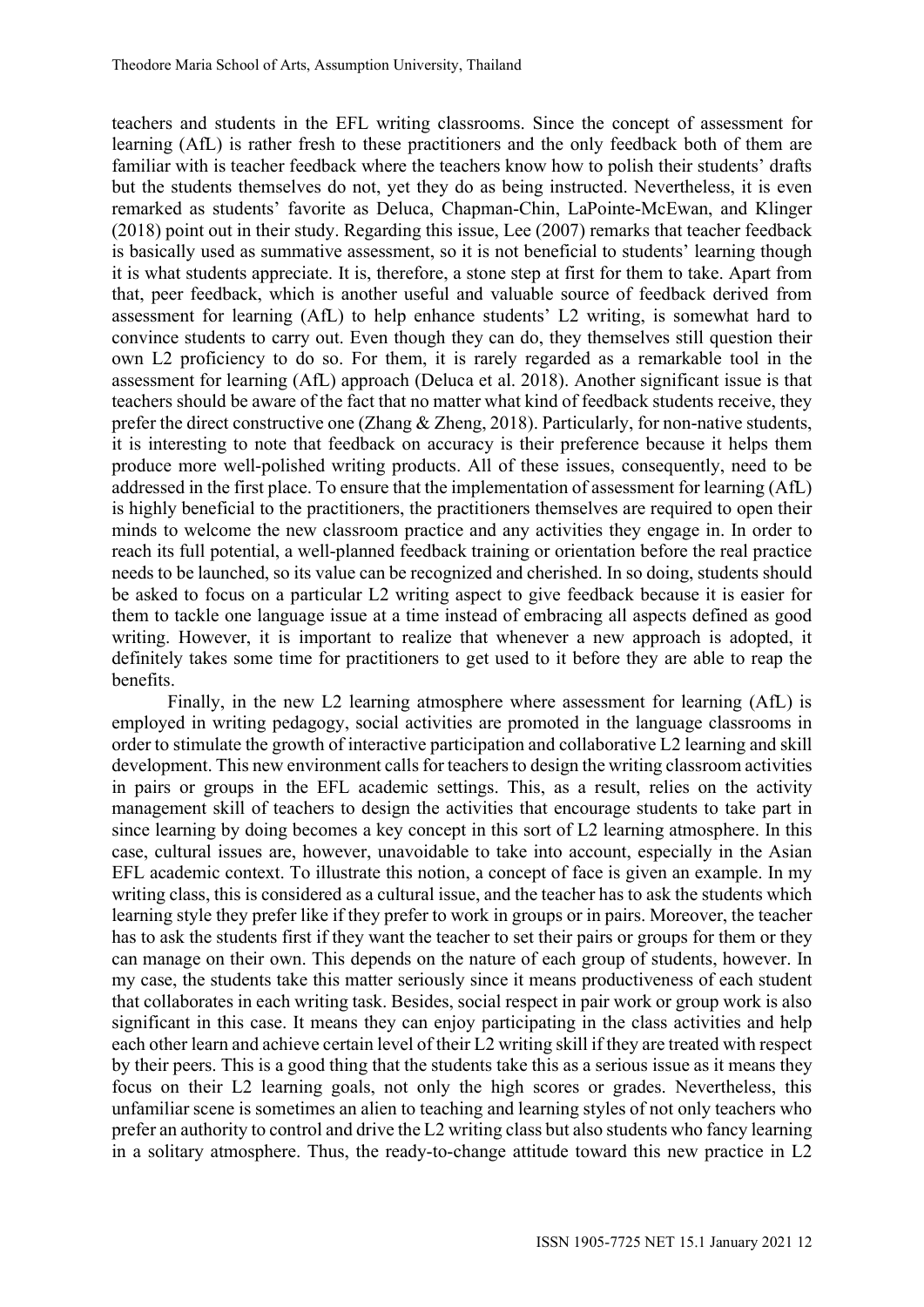teachers and students in the EFL writing classrooms. Since the concept of assessment for learning (AfL) is rather fresh to these practitioners and the only feedback both of them are familiar with is teacher feedback where the teachers know how to polish their students' drafts but the students themselves do not, yet they do as being instructed. Nevertheless, it is even remarked as students' favorite as Deluca, Chapman-Chin, LaPointe-McEwan, and Klinger (2018) point out in their study. Regarding this issue, Lee (2007) remarks that teacher feedback is basically used as summative assessment, so it is not beneficial to students' learning though it is what students appreciate. It is, therefore, a stone step at first for them to take. Apart from that, peer feedback, which is another useful and valuable source of feedback derived from assessment for learning (AfL) to help enhance students' L2 writing, is somewhat hard to convince students to carry out. Even though they can do, they themselves still question their own L2 proficiency to do so. For them, it is rarely regarded as a remarkable tool in the assessment for learning (AfL) approach (Deluca et al. 2018). Another significant issue is that teachers should be aware of the fact that no matter what kind of feedback students receive, they prefer the direct constructive one (Zhang & Zheng, 2018). Particularly, for non-native students, it is interesting to note that feedback on accuracy is their preference because it helps them produce more well-polished writing products. All of these issues, consequently, need to be addressed in the first place. To ensure that the implementation of assessment for learning (AfL) is highly beneficial to the practitioners, the practitioners themselves are required to open their minds to welcome the new classroom practice and any activities they engage in. In order to reach its full potential, a well-planned feedback training or orientation before the real practice needs to be launched, so its value can be recognized and cherished. In so doing, students should be asked to focus on a particular L2 writing aspect to give feedback because it is easier for them to tackle one language issue at a time instead of embracing all aspects defined as good writing. However, it is important to realize that whenever a new approach is adopted, it definitely takes some time for practitioners to get used to it before they are able to reap the benefits.

Finally, in the new L2 learning atmosphere where assessment for learning (AfL) is employed in writing pedagogy, social activities are promoted in the language classrooms in order to stimulate the growth of interactive participation and collaborative L2 learning and skill development. This new environment calls for teachers to design the writing classroom activities in pairs or groups in the EFL academic settings. This, as a result, relies on the activity management skill of teachers to design the activities that encourage students to take part in since learning by doing becomes a key concept in this sort of L2 learning atmosphere. In this case, cultural issues are, however, unavoidable to take into account, especially in the Asian EFL academic context. To illustrate this notion, a concept of face is given an example. In my writing class, this is considered as a cultural issue, and the teacher has to ask the students which learning style they prefer like if they prefer to work in groups or in pairs. Moreover, the teacher has to ask the students first if they want the teacher to set their pairs or groups for them or they can manage on their own. This depends on the nature of each group of students, however. In my case, the students take this matter seriously since it means productiveness of each student that collaborates in each writing task. Besides, social respect in pair work or group work is also significant in this case. It means they can enjoy participating in the class activities and help each other learn and achieve certain level of their L2 writing skill if they are treated with respect by their peers. This is a good thing that the students take this as a serious issue as it means they focus on their L2 learning goals, not only the high scores or grades. Nevertheless, this unfamiliar scene is sometimes an alien to teaching and learning styles of not only teachers who prefer an authority to control and drive the L2 writing class but also students who fancy learning in a solitary atmosphere. Thus, the ready-to-change attitude toward this new practice in L2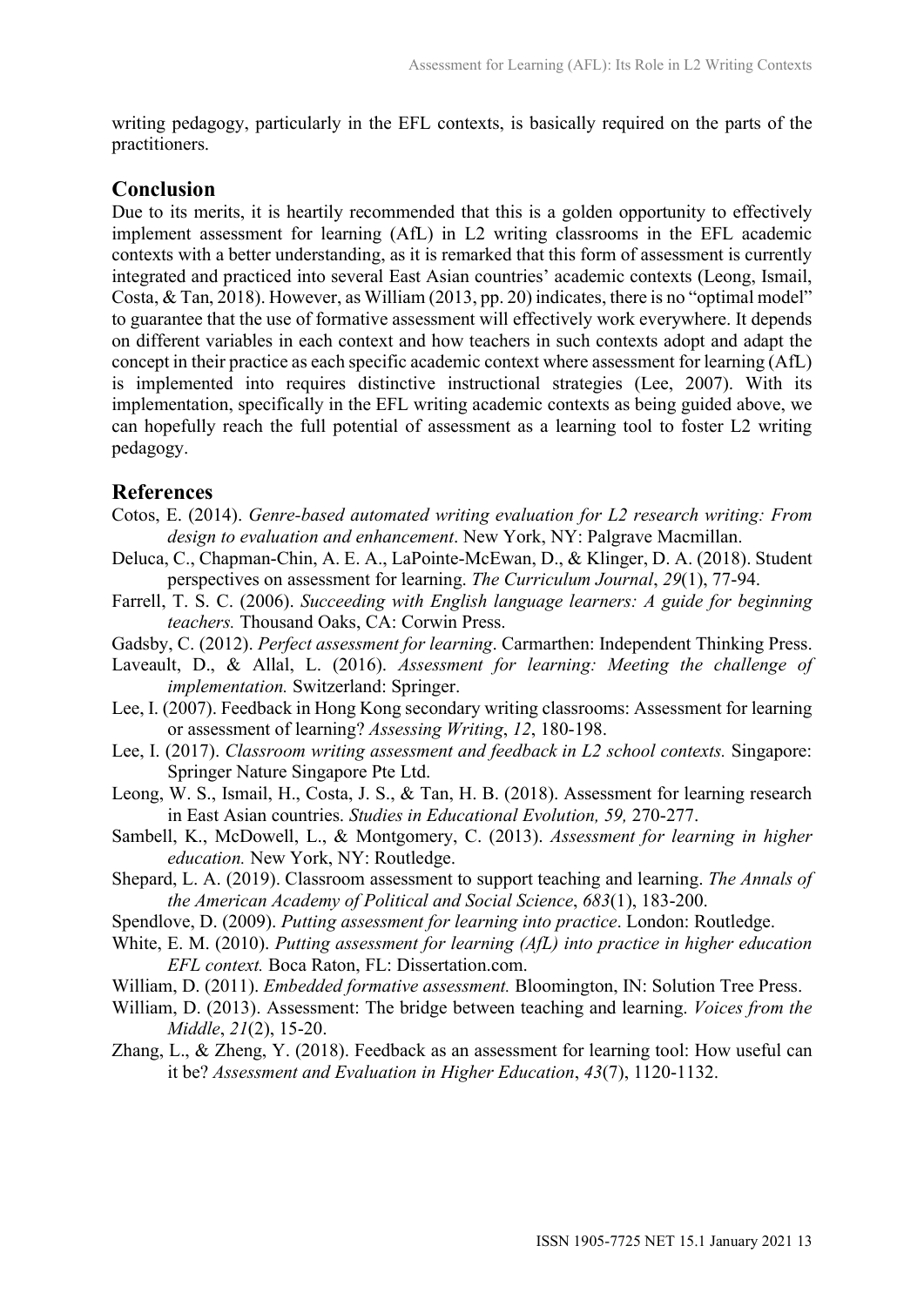writing pedagogy, particularly in the EFL contexts, is basically required on the parts of the practitioners.

## Conclusion

Due to its merits, it is heartily recommended that this is a golden opportunity to effectively implement assessment for learning (AfL) in L2 writing classrooms in the EFL academic contexts with a better understanding, as it is remarked that this form of assessment is currently integrated and practiced into several East Asian countries' academic contexts (Leong, Ismail, Costa, & Tan, 2018). However, as William (2013, pp. 20) indicates, there is no "optimal model" to guarantee that the use of formative assessment will effectively work everywhere. It depends on different variables in each context and how teachers in such contexts adopt and adapt the concept in their practice as each specific academic context where assessment for learning (AfL) is implemented into requires distinctive instructional strategies (Lee, 2007). With its implementation, specifically in the EFL writing academic contexts as being guided above, we can hopefully reach the full potential of assessment as a learning tool to foster L2 writing pedagogy.

## References

Cotos, E. (2014). *Genre-based automated writing evaluation for L2 research writing: From design to evaluation and enhancement*. New York, NY: Palgrave Macmillan.

Deluca, C., Chapman-Chin, A. E. A., LaPointe-McEwan, D., & Klinger, D. A. (2018). Student perspectives on assessment for learning. *The Curriculum Journal*, *29*(1), 77-94.

Farrell, T. S. C. (2006). *Succeeding with English language learners: A guide for beginning teachers.* Thousand Oaks, CA: Corwin Press.

Gadsby, C. (2012). *Perfect assessment for learning*. Carmarthen: Independent Thinking Press.

Laveault, D., & Allal, L. (2016). *Assessment for learning: Meeting the challenge of implementation.* Switzerland: Springer.

Lee, I. (2007). Feedback in Hong Kong secondary writing classrooms: Assessment for learning or assessment of learning? *Assessing Writing*, *12*, 180-198.

Lee, I. (2017). *Classroom writing assessment and feedback in L2 school contexts.* Singapore: Springer Nature Singapore Pte Ltd.

Leong, W. S., Ismail, H., Costa, J. S., & Tan, H. B. (2018). Assessment for learning research in East Asian countries. *Studies in Educational Evolution, 59,* 270-277.

Sambell, K., McDowell, L., & Montgomery, C. (2013). *Assessment for learning in higher education.* New York, NY: Routledge.

Shepard, L. A. (2019). Classroom assessment to support teaching and learning. *The Annals of the American Academy of Political and Social Science*, *683*(1), 183-200.

Spendlove, D. (2009). *Putting assessment for learning into practice*. London: Routledge.

White, E. M. (2010). *Putting assessment for learning (AfL) into practice in higher education EFL context.* Boca Raton, FL: Dissertation.com.

William, D. (2011). *Embedded formative assessment.* Bloomington, IN: Solution Tree Press.

William, D. (2013). Assessment: The bridge between teaching and learning. *Voices from the Middle*, *21*(2), 15-20.

Zhang, L., & Zheng, Y. (2018). Feedback as an assessment for learning tool: How useful can it be? *Assessment and Evaluation in Higher Education*, *43*(7), 1120-1132.